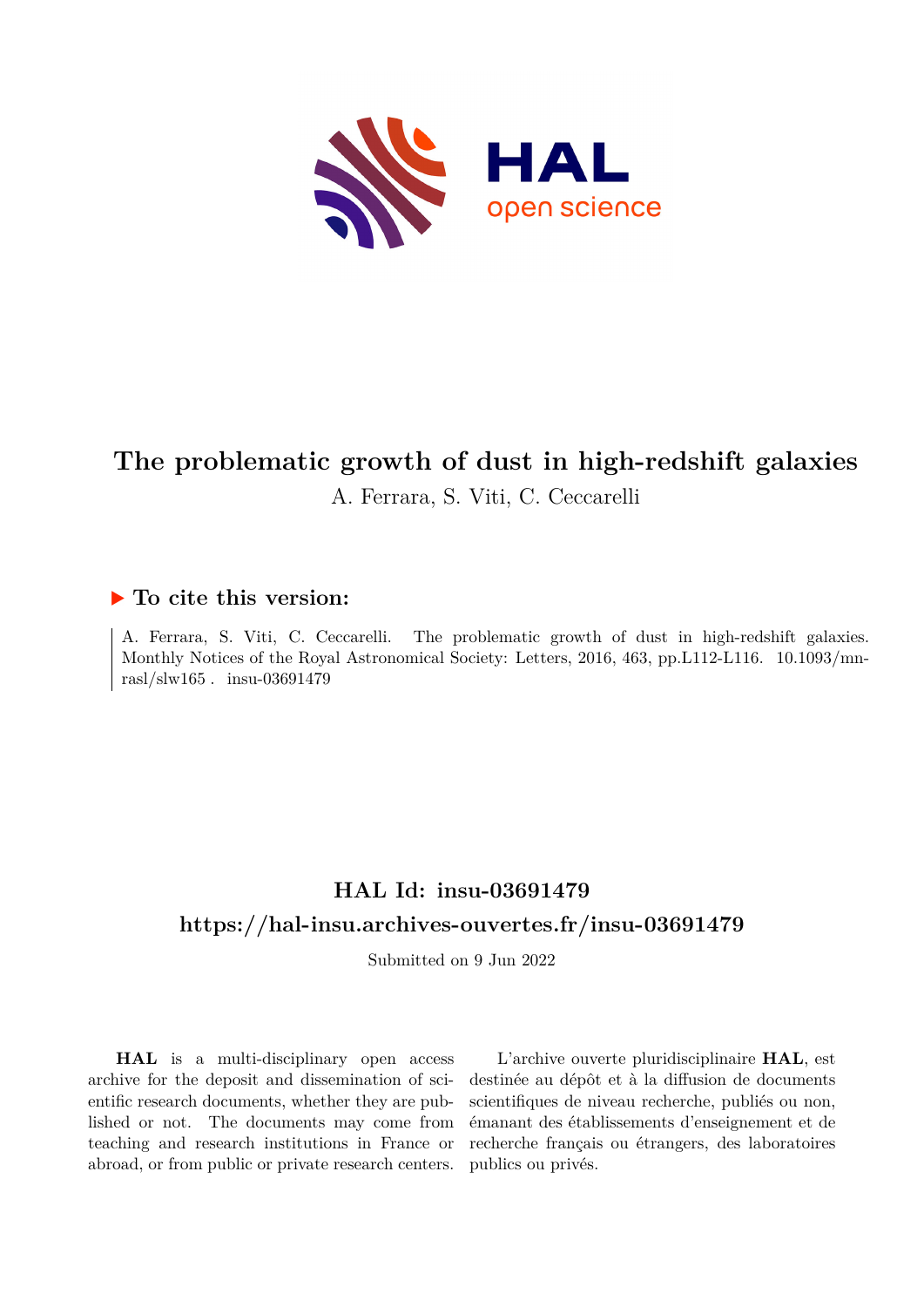# The problematic growth of dust in high-redshift galaxies

A. Ferrara, S. Viti, C. Ceccarelli

## ▶ To cite this version:

A. Ferrara, S. Viti, C. Ceccarelli. The problematic growth of dust in high-redshift galaxies. Monthly Notices of the Royal Astronomical Society: Letters, 2016, 463, pp.L112-L116. 10.1093/mnrasl/slw165 . insu-03691479

## HAL Id: insu-03691479

## https://hal-insu.archives-ouvertes.fr/insu-03691479

Submitted on 9 Jun 2022

**HAL** is a multi-disciplinary open access archive for the deposit and dissemination of scientific research documents, whether they are published or not. The documents may come from teaching and research institutions in France or abroad, or from public or private research centers.

L'archive ouverte pluridisciplinaire **HAL**, est destinée au dépôt et à la diffusion de documents scientifiques de niveau recherche, publiés ou non, émanant des établissements d'enseignement et de recherche français ou étrangers, des laboratoires publics ou privés.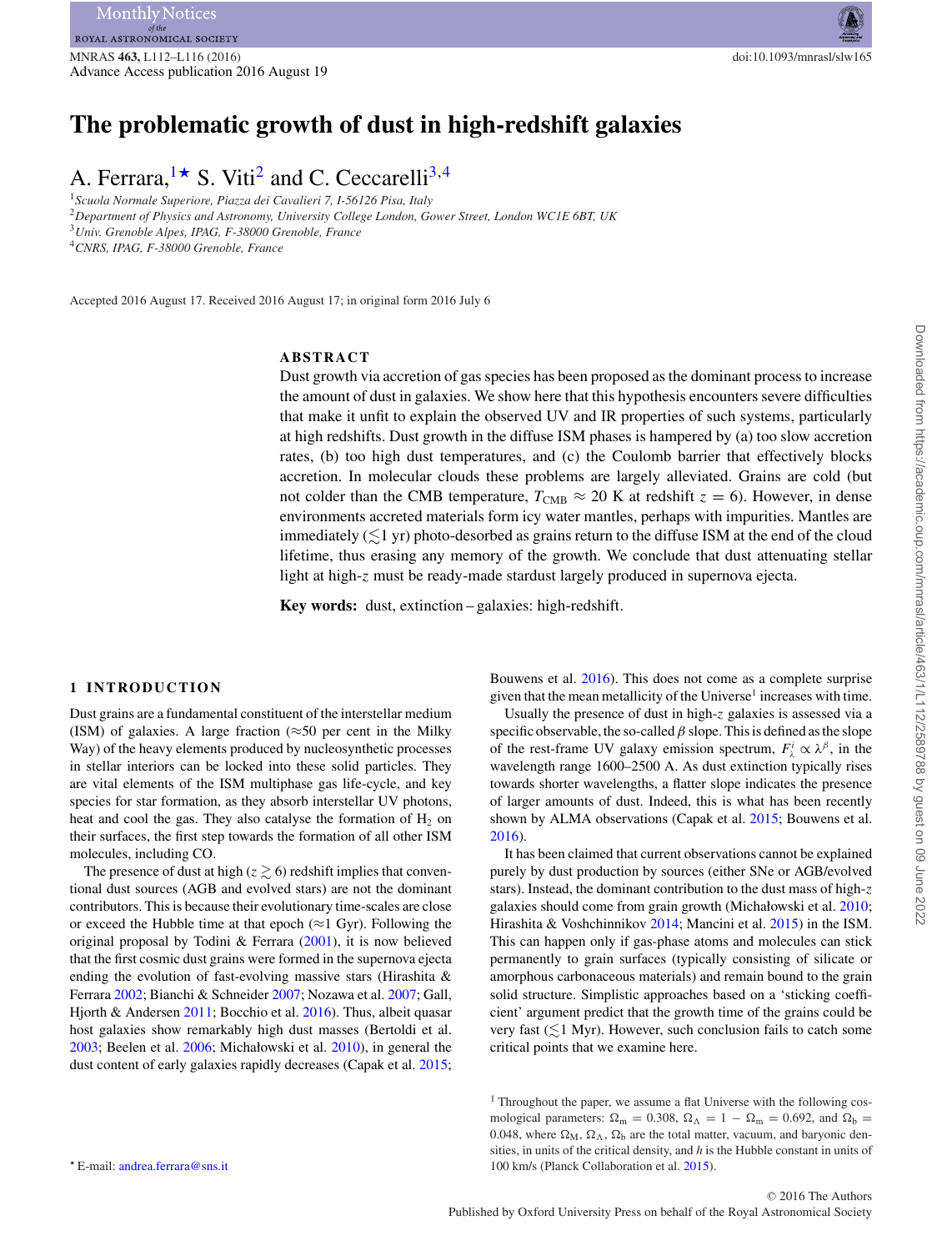# The problematic growth of dust in high-redshift galaxies

A. Ferrara,[1⋆] S. Viti[2] and C. Ceccarelli[3,4]

[1] *Scuola Normale Superiore, Piazza dei Cavalieri 7, I-56126 Pisa, Italy*
[2] *Department of Physics and Astronomy, University College London, Gower Street, London WC1E 6BT, UK*
[3] *Univ. Grenoble Alpes, IPAG, F-38000 Grenoble, France*
[4] *CNRS, IPAG, F-38000 Grenoble, France*

Accepted 2016 August 17. Received 2016 August 17; in original form 2016 July 6

## ABSTRACT

Dust growth via accretion of gas species has been proposed as the dominant process to increase the amount of dust in galaxies. We show here that this hypothesis encounters severe difficulties that make it unfit to explain the observed UV and IR properties of such systems, particularly at high redshifts. Dust growth in the diffuse ISM phases is hampered by (a) too slow accretion rates, (b) too high dust temperatures, and (c) the Coulomb barrier that effectively blocks accretion. In molecular clouds these problems are largely alleviated. Grains are cold (but not colder than the CMB temperature, $T_{\rm CMB} \approx 20$ K at redshift $z = 6$). However, in dense environments accreted materials form icy water mantles, perhaps with impurities. Mantles are immediately ($\lesssim$1 yr) photo-desorbed as grains return to the diffuse ISM at the end of the cloud lifetime, thus erasing any memory of the growth. We conclude that dust attenuating stellar light at high-$z$ must be ready-made stardust largely produced in supernova ejecta.

**Key words:** dust, extinction – galaxies: high-redshift.

## 1 INTRODUCTION

Dust grains are a fundamental constituent of the interstellar medium (ISM) of galaxies. A large fraction ($\approx$50 per cent in the Milky Way) of the heavy elements produced by nucleosynthetic processes in stellar interiors can be locked into these solid particles. They are vital elements of the ISM multiphase gas life-cycle, and key species for star formation, as they absorb interstellar UV photons, heat and cool the gas. They also catalyse the formation of $H_2$ on their surfaces, the first step towards the formation of all other ISM molecules, including CO.

The presence of dust at high ($z \gtrsim 6$) redshift implies that conventional dust sources (AGB and evolved stars) are not the dominant contributors. This is because their evolutionary time-scales are close or exceed the Hubble time at that epoch ($\approx$1 Gyr). Following the original proposal by Todini & Ferrara (2001), it is now believed that the first cosmic dust grains were formed in the supernova ejecta ending the evolution of fast-evolving massive stars (Hirashita & Ferrara 2002; Bianchi & Schneider 2007; Nozawa et al. 2007; Gall, Hjorth & Andersen 2011; Bocchio et al. 2016). Thus, albeit quasar host galaxies show remarkably high dust masses (Bertoldi et al. 2003; Beelen et al. 2006; Michałowski et al. 2010), in general the dust content of early galaxies rapidly decreases (Capak et al. 2015; Bouwens et al. 2016). This does not come as a complete surprise given that the mean metallicity of the Universe[1] increases with time.

Usually the presence of dust in high-$z$ galaxies is assessed via a specific observable, the so-called $\beta$ slope. This is defined as the slope of the rest-frame UV galaxy emission spectrum, $F_\lambda^i \propto \lambda^\beta$, in the wavelength range 1600–2500 A. As dust extinction typically rises towards shorter wavelengths, a flatter slope indicates the presence of larger amounts of dust. Indeed, this is what has been recently shown by ALMA observations (Capak et al. 2015; Bouwens et al. 2016).

It has been claimed that current observations cannot be explained purely by dust production by sources (either SNe or AGB/evolved stars). Instead, the dominant contribution to the dust mass of high-$z$ galaxies should come from grain growth (Michałowski et al. 2010; Hirashita & Voshchinnikov 2014; Mancini et al. 2015) in the ISM. This can happen only if gas-phase atoms and molecules can stick permanently to grain surfaces (typically consisting of silicate or amorphous carbonaceous materials) and remain bound to the grain solid structure. Simplistic approaches based on a 'sticking coefficient' argument predict that the growth time of the grains could be very fast ($\lesssim$1 Myr). However, such conclusion fails to catch some critical points that we examine here.

[1] Throughout the paper, we assume a flat Universe with the following cosmological parameters: $\Omega_{\rm m} = 0.308$, $\Omega_\Lambda = 1 - \Omega_{\rm m} = 0.692$, and $\Omega_{\rm b} = 0.048$, where $\Omega_{\rm M}$, $\Omega_\Lambda$, $\Omega_{\rm b}$ are the total matter, vacuum, and baryonic densities, in units of the critical density, and $h$ is the Hubble constant in units of 100 km/s (Planck Collaboration et al. 2015).

⋆ E-mail: andrea.ferrara@sns.it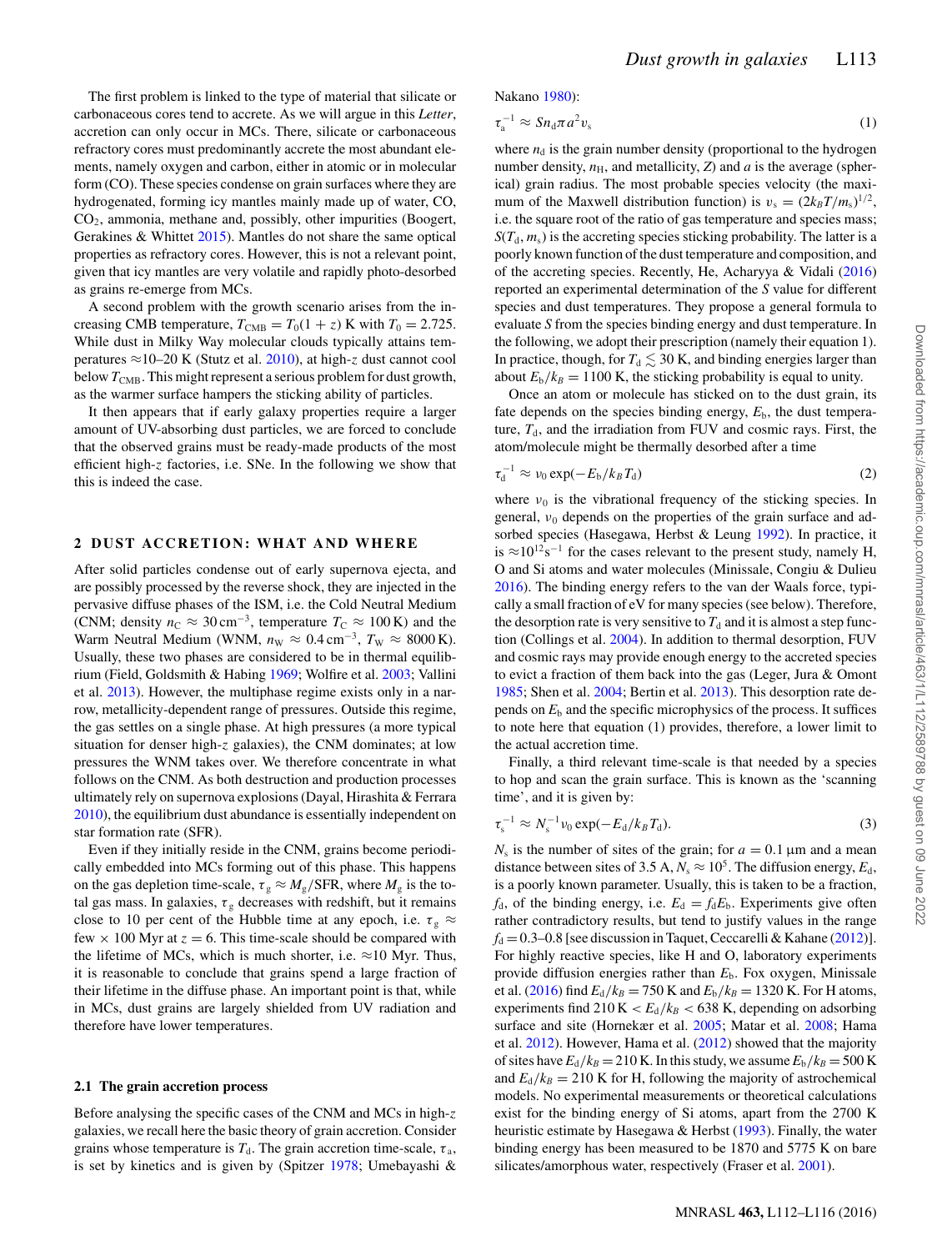The first problem is linked to the type of material that silicate or carbonaceous cores tend to accrete. As we will argue in this *Letter*, accretion can only occur in MCs. There, silicate or carbonaceous refractory cores must predominantly accrete the most abundant elements, namely oxygen and carbon, either in atomic or in molecular form (CO). These species condense on grain surfaces where they are hydrogenated, forming icy mantles mainly made up of water, CO, $CO_2$, ammonia, methane and, possibly, other impurities (Boogert, Gerakines & Whittet 2015). Mantles do not share the same optical properties as refractory cores. However, this is not a relevant point, given that icy mantles are very volatile and rapidly photo-desorbed as grains re-emerge from MCs.

A second problem with the growth scenario arises from the increasing CMB temperature, $T_{\rm CMB} = T_0(1 + z)$ K with $T_0 = 2.725$. While dust in Milky Way molecular clouds typically attains temperatures ≈10–20 K (Stutz et al. 2010), at high-$z$ dust cannot cool below $T_{\rm CMB}$. This might represent a serious problem for dust growth, as the warmer surface hampers the sticking ability of particles.

It then appears that if early galaxy properties require a larger amount of UV-absorbing dust particles, we are forced to conclude that the observed grains must be ready-made products of the most efficient high-$z$ factories, i.e. SNe. In the following we show that this is indeed the case.

## 2 DUST ACCRETION: WHAT AND WHERE

After solid particles condense out of early supernova ejecta, and are possibly processed by the reverse shock, they are injected in the pervasive diffuse phases of the ISM, i.e. the Cold Neutral Medium (CNM; density $n_{\rm C} \approx 30\,{\rm cm}^{-3}$, temperature $T_{\rm C} \approx 100$ K) and the Warm Neutral Medium (WNM, $n_{\rm W} \approx 0.4\,{\rm cm}^{-3}$, $T_{\rm W} \approx 8000$ K). Usually, these two phases are considered to be in thermal equilibrium (Field, Goldsmith & Habing 1969; Wolfire et al. 2003; Vallini et al. 2013). However, the multiphase regime exists only in a narrow, metallicity-dependent range of pressures. Outside this regime, the gas settles on a single phase. At high pressures (a more typical situation for denser high-$z$ galaxies), the CNM dominates; at low pressures the WNM takes over. We therefore concentrate in what follows on the CNM. As both destruction and production processes ultimately rely on supernova explosions (Dayal, Hirashita & Ferrara 2010), the equilibrium dust abundance is essentially independent on star formation rate (SFR).

Even if they initially reside in the CNM, grains become periodically embedded into MCs forming out of this phase. This happens on the gas depletion time-scale, $\tau_{\rm g} \approx M_{\rm g}/{\rm SFR}$, where $M_{\rm g}$ is the total gas mass. In galaxies, $\tau_{\rm g}$ decreases with redshift, but it remains close to 10 per cent of the Hubble time at any epoch, i.e. $\tau_{\rm g} \approx$ few × 100 Myr at $z = 6$. This time-scale should be compared with the lifetime of MCs, which is much shorter, i.e. ≈10 Myr. Thus, it is reasonable to conclude that grains spend a large fraction of their lifetime in the diffuse phase. An important point is that, while in MCs, dust grains are largely shielded from UV radiation and therefore have lower temperatures.

### 2.1 The grain accretion process

Before analysing the specific cases of the CNM and MCs in high-$z$ galaxies, we recall here the basic theory of grain accretion. Consider grains whose temperature is $T_{\rm d}$. The grain accretion time-scale, $\tau_{\rm a}$, is set by kinetics and is given by (Spitzer 1978; Umebayashi & Nakano 1980):

$$\tau_{\rm a}^{-1} \approx S n_{\rm d} \pi a^2 v_{\rm s} \tag{1}$$

where $n_{\rm d}$ is the grain number density (proportional to the hydrogen number density, $n_{\rm H}$, and metallicity, $Z$) and $a$ is the average (spherical) grain radius. The most probable species velocity (the maximum of the Maxwell distribution function) is $v_{\rm s} = (2k_B T/m_{\rm s})^{1/2}$, i.e. the square root of the ratio of gas temperature and species mass; $S(T_{\rm d}, m_{\rm s})$ is the accreting species sticking probability. The latter is a poorly known function of the dust temperature and composition, and of the accreting species. Recently, He, Acharyya & Vidali (2016) reported an experimental determination of the $S$ value for different species and dust temperatures. They propose a general formula to evaluate $S$ from the species binding energy and dust temperature. In the following, we adopt their prescription (namely their equation 1). In practice, though, for $T_{\rm d} \lesssim 30$ K, and binding energies larger than about $E_{\rm b}/k_B = 1100$ K, the sticking probability is equal to unity.

Once an atom or molecule has sticked on to the dust grain, its fate depends on the species binding energy, $E_{\rm b}$, the dust temperature, $T_{\rm d}$, and the irradiation from FUV and cosmic rays. First, the atom/molecule might be thermally desorbed after a time

$$\tau_{\rm d}^{-1} \approx \nu_0 \exp(-E_{\rm b}/k_B T_{\rm d}) \tag{2}$$

where $\nu_0$ is the vibrational frequency of the sticking species. In general, $\nu_0$ depends on the properties of the grain surface and adsorbed species (Hasegawa, Herbst & Leung 1992). In practice, it is $\approx 10^{12}\,{\rm s}^{-1}$ for the cases relevant to the present study, namely H, O and Si atoms and water molecules (Minissale, Congiu & Dulieu 2016). The binding energy refers to the van der Waals force, typically a small fraction of eV for many species (see below). Therefore, the desorption rate is very sensitive to $T_{\rm d}$ and it is almost a step function (Collings et al. 2004). In addition to thermal desorption, FUV and cosmic rays may provide enough energy to the accreted species to evict a fraction of them back into the gas (Leger, Jura & Omont 1985; Shen et al. 2004; Bertin et al. 2013). This desorption rate depends on $E_{\rm b}$ and the specific microphysics of the process. It suffices to note here that equation (1) provides, therefore, a lower limit to the actual accretion time.

Finally, a third relevant time-scale is that needed by a species to hop and scan the grain surface. This is known as the 'scanning time', and it is given by:

$$\tau_{\rm s}^{-1} \approx N_{\rm s}^{-1} \nu_0 \exp(-E_{\rm d}/k_B T_{\rm d}). \tag{3}$$

$N_{\rm s}$ is the number of sites of the grain; for $a = 0.1$ µm and a mean distance between sites of 3.5 A, $N_{\rm s} \approx 10^5$. The diffusion energy, $E_{\rm d}$, is a poorly known parameter. Usually, this is taken to be a fraction, $f_{\rm d}$, of the binding energy, i.e. $E_{\rm d} = f_{\rm d} E_{\rm b}$. Experiments give often rather contradictory results, but tend to justify values in the range $f_{\rm d} = 0.3$–$0.8$ [see discussion in Taquet, Ceccarelli & Kahane (2012)]. For highly reactive species, like H and O, laboratory experiments provide diffusion energies rather than $E_{\rm b}$. Fox oxygen, Minissale et al. (2016) find $E_{\rm d}/k_B = 750$ K and $E_{\rm b}/k_B = 1320$ K. For H atoms, experiments find $210\,{\rm K} < E_{\rm d}/k_B < 638$ K, depending on adsorbing surface and site (Hornekær et al. 2005; Matar et al. 2008; Hama et al. 2012). However, Hama et al. (2012) showed that the majority of sites have $E_{\rm d}/k_B = 210$ K. In this study, we assume $E_{\rm b}/k_B = 500$ K and $E_{\rm d}/k_B = 210$ K for H, following the majority of astrochemical models. No experimental measurements or theoretical calculations exist for the binding energy of Si atoms, apart from the 2700 K heuristic estimate by Hasegawa & Herbst (1993). Finally, the water binding energy has been measured to be 1870 and 5775 K on bare silicates/amorphous water, respectively (Fraser et al. 2001).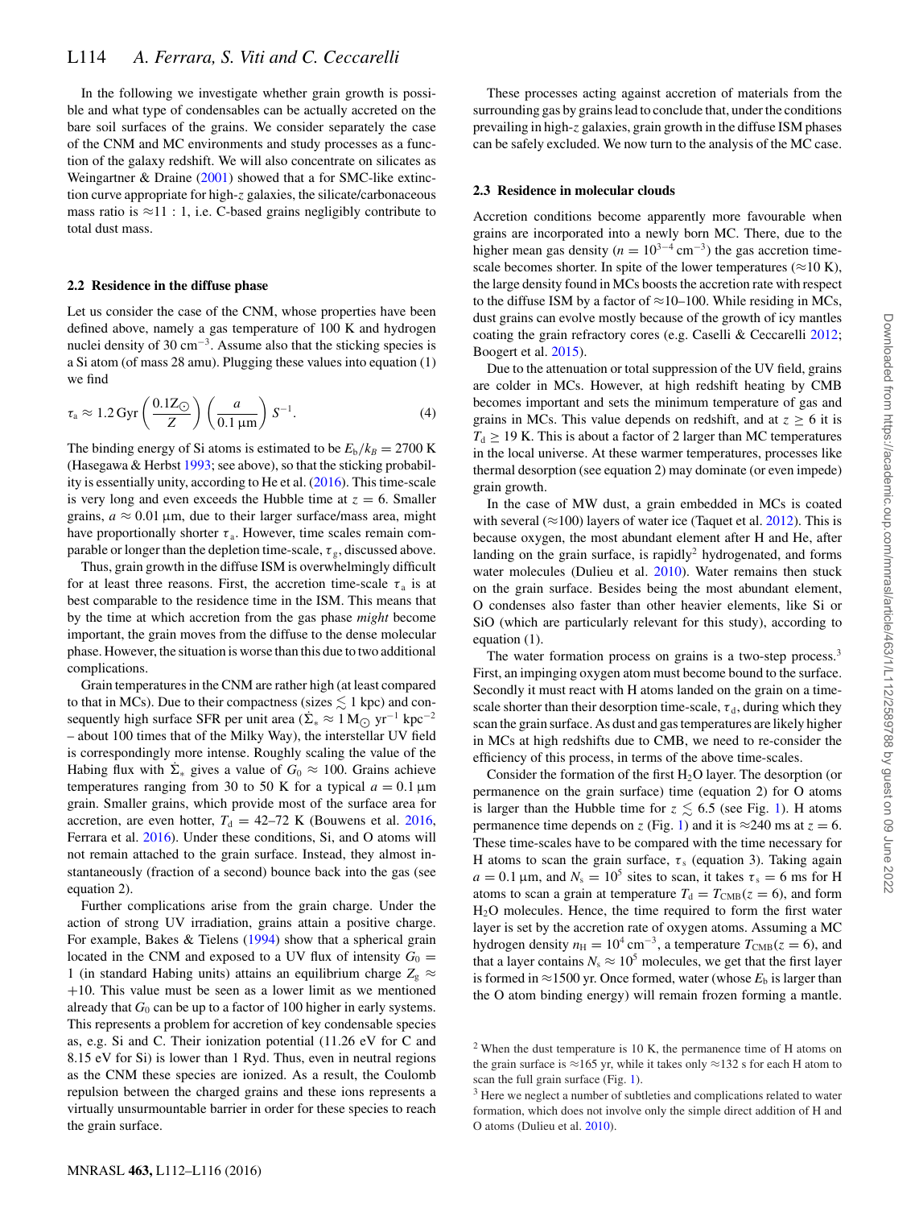In the following we investigate whether grain growth is possible and what type of condensables can be actually accreted on the bare soil surfaces of the grains. We consider separately the case of the CNM and MC environments and study processes as a function of the galaxy redshift. We will also concentrate on silicates as Weingartner & Draine (2001) showed that a for SMC-like extinction curve appropriate for high-$z$ galaxies, the silicate/carbonaceous mass ratio is $\approx 11:1$, i.e. C-based grains negligibly contribute to total dust mass.

### 2.2 Residence in the diffuse phase

Let us consider the case of the CNM, whose properties have been defined above, namely a gas temperature of 100 K and hydrogen nuclei density of 30 cm$^{-3}$. Assume also that the sticking species is a Si atom (of mass 28 amu). Plugging these values into equation (1) we find

$$\tau_{\rm a} \approx 1.2\,{\rm Gyr}\left(\frac{0.1 {\rm Z}_{\odot}}{Z}\right)\left(\frac{a}{0.1\,\mu{\rm m}}\right) S^{-1}. \tag{4}$$

The binding energy of Si atoms is estimated to be $E_{\rm b}/k_B = 2700$ K (Hasegawa & Herbst 1993; see above), so that the sticking probability is essentially unity, according to He et al. (2016). This time-scale is very long and even exceeds the Hubble time at $z = 6$. Smaller grains, $a \approx 0.01\,\mu$m, due to their larger surface/mass area, might have proportionally shorter $\tau_{\rm a}$. However, time scales remain comparable or longer than the depletion time-scale, $\tau_{\rm g}$, discussed above.

Thus, grain growth in the diffuse ISM is overwhelmingly difficult for at least three reasons. First, the accretion time-scale $\tau_{\rm a}$ is at best comparable to the residence time in the ISM. This means that by the time at which accretion from the gas phase *might* become important, the grain moves from the diffuse to the dense molecular phase. However, the situation is worse than this due to two additional complications.

Grain temperatures in the CNM are rather high (at least compared to that in MCs). Due to their compactness (sizes $\lesssim 1$ kpc) and consequently high surface SFR per unit area ($\dot{\Sigma}_* \approx 1\,{\rm M}_{\odot}\,{\rm yr}^{-1}\,{\rm kpc}^{-2}$ – about 100 times that of the Milky Way), the interstellar UV field is correspondingly more intense. Roughly scaling the value of the Habing flux with $\dot{\Sigma}_*$ gives a value of $G_0 \approx 100$. Grains achieve temperatures ranging from 30 to 50 K for a typical $a = 0.1\,\mu$m grain. Smaller grains, which provide most of the surface area for accretion, are even hotter, $T_{\rm d} = 42$–$72$ K (Bouwens et al. 2016, Ferrara et al. 2016). Under these conditions, Si, and O atoms will not remain attached to the grain surface. Instead, they almost instantaneously (fraction of a second) bounce back into the gas (see equation 2).

Further complications arise from the grain charge. Under the action of strong UV irradiation, grains attain a positive charge. For example, Bakes & Tielens (1994) show that a spherical grain located in the CNM and exposed to a UV flux of intensity $G_0 = 1$ (in standard Habing units) attains an equilibrium charge $Z_{\rm g} \approx +10$. This value must be seen as a lower limit as we mentioned already that $G_0$ can be up to a factor of 100 higher in early systems. This represents a problem for accretion of key condensable species as, e.g. Si and C. Their ionization potential (11.26 eV for C and 8.15 eV for Si) is lower than 1 Ryd. Thus, even in neutral regions as the CNM these species are ionized. As a result, the Coulomb repulsion between the charged grains and these ions represents a virtually unsurmountable barrier in order for these species to reach the grain surface.

These processes acting against accretion of materials from the surrounding gas by grains lead to conclude that, under the conditions prevailing in high-$z$ galaxies, grain growth in the diffuse ISM phases can be safely excluded. We now turn to the analysis of the MC case.

### 2.3 Residence in molecular clouds

Accretion conditions become apparently more favourable when grains are incorporated into a newly born MC. There, due to the higher mean gas density ($n = 10^{3-4}$ cm$^{-3}$) the gas accretion timescale becomes shorter. In spite of the lower temperatures ($\approx 10$ K), the large density found in MCs boosts the accretion rate with respect to the diffuse ISM by a factor of $\approx 10$–$100$. While residing in MCs, dust grains can evolve mostly because of the growth of icy mantles coating the grain refractory cores (e.g. Caselli & Ceccarelli 2012; Boogert et al. 2015).

Due to the attenuation or total suppression of the UV field, grains are colder in MCs. However, at high redshift heating by CMB becomes important and sets the minimum temperature of gas and grains in MCs. This value depends on redshift, and at $z \geq 6$ it is $T_{\rm d} \geq 19$ K. This is about a factor of 2 larger than MC temperatures in the local universe. At these warmer temperatures, processes like thermal desorption (see equation 2) may dominate (or even impede) grain growth.

In the case of MW dust, a grain embedded in MCs is coated with several ($\approx 100$) layers of water ice (Taquet et al. 2012). This is because oxygen, the most abundant element after H and He, after landing on the grain surface, is rapidly[2] hydrogenated, and forms water molecules (Dulieu et al. 2010). Water remains then stuck on the grain surface. Besides being the most abundant element, O condenses also faster than other heavier elements, like Si or SiO (which are particularly relevant for this study), according to equation (1).

The water formation process on grains is a two-step process.[3] First, an impinging oxygen atom must become bound to the surface. Secondly it must react with H atoms landed on the grain on a timescale shorter than their desorption time-scale, $\tau_{\rm d}$, during which they scan the grain surface. As dust and gas temperatures are likely higher in MCs at high redshifts due to CMB, we need to re-consider the efficiency of this process, in terms of the above time-scales.

Consider the formation of the first $H_2O$ layer. The desorption (or permanence on the grain surface) time (equation 2) for O atoms is larger than the Hubble time for $z \lesssim 6.5$ (see Fig. 1). H atoms permanence time depends on $z$ (Fig. 1) and it is $\approx 240$ ms at $z = 6$. These time-scales have to be compared with the time necessary for H atoms to scan the grain surface, $\tau_{\rm s}$ (equation 3). Taking again $a = 0.1\,\mu$m, and $N_{\rm s} = 10^5$ sites to scan, it takes $\tau_{\rm s} = 6$ ms for H atoms to scan a grain at temperature $T_{\rm d} = T_{\rm CMB}(z = 6)$, and form $H_2O$ molecules. Hence, the time required to form the first water layer is set by the accretion rate of oxygen atoms. Assuming a MC hydrogen density $n_{\rm H} = 10^4$ cm$^{-3}$, a temperature $T_{\rm CMB}(z = 6)$, and that a layer contains $N_{\rm s} \approx 10^5$ molecules, we get that the first layer is formed in $\approx 1500$ yr. Once formed, water (whose $E_{\rm b}$ is larger than the O atom binding energy) will remain frozen forming a mantle.

[2] When the dust temperature is 10 K, the permanence time of H atoms on the grain surface is $\approx 165$ yr, while it takes only $\approx 132$ s for each H atom to scan the full grain surface (Fig. 1).

[3] Here we neglect a number of subtleties and complications related to water formation, which does not involve only the simple direct addition of H and O atoms (Dulieu et al. 2010).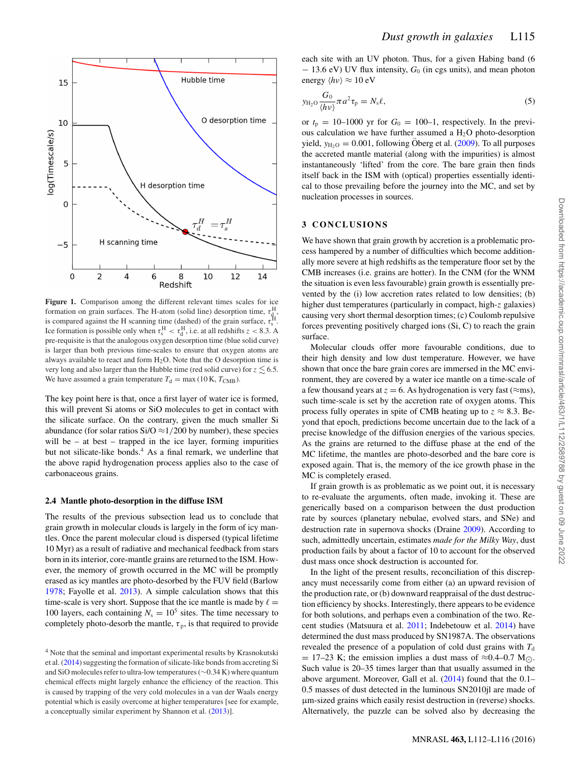**Figure 1.** Comparison among the different relevant times scales for ice formation on grain surfaces. The H-atom (solid line) desorption time, $\tau_d^H$, is compared against the H scanning time (dashed) of the grain surface, $\tau_s^H$. Ice formation is possible only when $\tau_s^H < \tau_d^H$, i.e. at all redshifts $z < 8.3$. A pre-requisite is that the analogous oxygen desorption time (blue solid curve) is larger than both previous time-scales to ensure that oxygen atoms are always available to react and form $H_2O$. Note that the O desorption time is very long and also larger than the Hubble time (red solid curve) for $z \lesssim 6.5$. We have assumed a grain temperature $T_d = \max(10\,\mathrm{K}, T_{\rm CMB})$.

The key point here is that, once a first layer of water ice is formed, this will prevent Si atoms or SiO molecules to get in contact with the silicate surface. On the contrary, given the much smaller Si abundance (for solar ratios Si/O $\approx 1/200$ by number), these species will be – at best – trapped in the ice layer, forming impurities but not silicate-like bonds.[4] As a final remark, we underline that the above rapid hydrogenation process applies also to the case of carbonaceous grains.

### 2.4 Mantle photo-desorption in the diffuse ISM

The results of the previous subsection lead us to conclude that grain growth in molecular clouds is largely in the form of icy mantles. Once the parent molecular cloud is dispersed (typical lifetime 10 Myr) as a result of radiative and mechanical feedback from stars born in its interior, core-mantle grains are returned to the ISM. However, the memory of growth occurred in the MC will be promptly erased as icy mantles are photo-desorbed by the FUV field (Barlow 1978; Fayolle et al. 2013). A simple calculation shows that this time-scale is very short. Suppose that the ice mantle is made by $\ell = 100$ layers, each containing $N_s = 10^5$ sites. The time necessary to completely photo-desorb the mantle, $\tau_p$, is that required to provide each site with an UV photon. Thus, for a given Habing band (6 – 13.6 eV) UV flux intensity, $G_0$ (in cgs units), and mean photon energy $\langle h\nu \rangle \approx 10$ eV

$$y_{\rm H_2O} \frac{G_0}{\langle h\nu \rangle} \pi a^2 \tau_p = N_s \ell, \tag{5}$$

or $t_p = 10$–1000 yr for $G_0 = 100$–1, respectively. In the previous calculation we have further assumed a $H_2O$ photo-desorption yield, $y_{\rm H_2O} = 0.001$, following Öberg et al. (2009). To all purposes the accreted mantle material (along with the impurities) is almost instantaneously 'lifted' from the core. The bare grain then finds itself back in the ISM with (optical) properties essentially identical to those prevailing before the journey into the MC, and set by nucleation processes in sources.

## 3 CONCLUSIONS

We have shown that grain growth by accretion is a problematic process hampered by a number of difficulties which become additionally more severe at high redshifts as the temperature floor set by the CMB increases (i.e. grains are hotter). In the CNM (for the WNM the situation is even less favourable) grain growth is essentially prevented by the (i) low accretion rates related to low densities; (b) higher dust temperatures (particularly in compact, high-$z$ galaxies) causing very short thermal desorption times; (c) Coulomb repulsive forces preventing positively charged ions (Si, C) to reach the grain surface.

Molecular clouds offer more favourable conditions, due to their high density and low dust temperature. However, we have shown that once the bare grain cores are immersed in the MC environment, they are covered by a water ice mantle on a time-scale of a few thousand years at $z = 6$. As hydrogenation is very fast ($\approx$ms), such time-scale is set by the accretion rate of oxygen atoms. This process fully operates in spite of CMB heating up to $z \approx 8.3$. Beyond that epoch, predictions become uncertain due to the lack of a precise knowledge of the diffusion energies of the various species. As the grains are returned to the diffuse phase at the end of the MC lifetime, the mantles are photo-desorbed and the bare core is exposed again. That is, the memory of the ice growth phase in the MC is completely erased.

If grain growth is as problematic as we point out, it is necessary to re-evaluate the arguments, often made, invoking it. These are generically based on a comparison between the dust production rate by sources (planetary nebulae, evolved stars, and SNe) and destruction rate in supernova shocks (Draine 2009). According to such, admittedly uncertain, estimates *made for the Milky Way*, dust production fails by about a factor of 10 to account for the observed dust mass once shock destruction is accounted for.

In the light of the present results, reconciliation of this discrepancy must necessarily come from either (a) an upward revision of the production rate, or (b) downward reappraisal of the dust destruction efficiency by shocks. Interestingly, there appears to be evidence for both solutions, and perhaps even a combination of the two. Recent studies (Matsuura et al. 2011; Indebetouw et al. 2014) have determined the dust mass produced by SN1987A. The observations revealed the presence of a population of cold dust grains with $T_d = 17$–23 K; the emission implies a dust mass of $\approx 0.4$–0.7 $M_\odot$. Such value is 20–35 times larger than that usually assumed in the above argument. Moreover, Gall et al. (2014) found that the 0.1–0.5 masses of dust detected in the luminous SN2010jl are made of µm-sized grains which easily resist destruction in (reverse) shocks. Alternatively, the puzzle can be solved also by decreasing the

[4] Note that the seminal and important experimental results by Krasnokutski et al. (2014) suggesting the formation of silicate-like bonds from accreting Si and SiO molecules refer to ultra-low temperatures ($\sim$0.34 K) where quantum chemical effects might largely enhance the efficiency of the reaction. This is caused by trapping of the very cold molecules in a van der Waals energy potential which is easily overcome at higher temperatures [see for example, a conceptually similar experiment by Shannon et al. (2013)].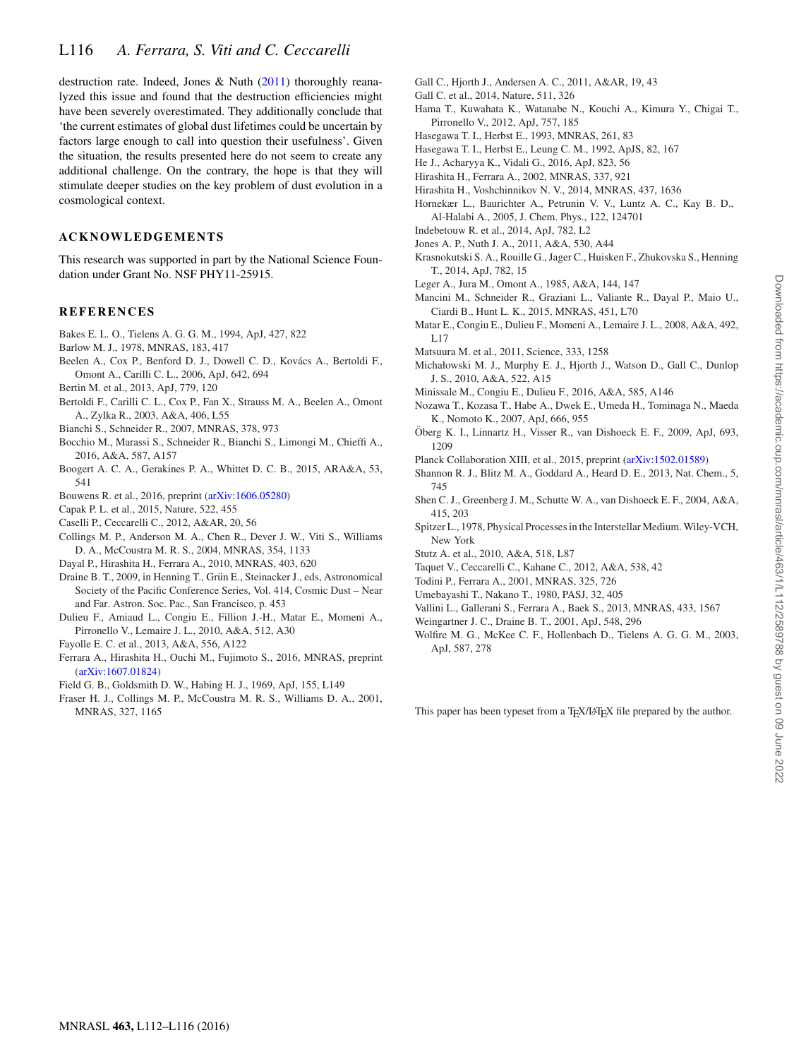destruction rate. Indeed, Jones & Nuth (2011) thoroughly reanalyzed this issue and found that the destruction efficiencies might have been severely overestimated. They additionally conclude that 'the current estimates of global dust lifetimes could be uncertain by factors large enough to call into question their usefulness'. Given the situation, the results presented here do not seem to create any additional challenge. On the contrary, the hope is that they will stimulate deeper studies on the key problem of dust evolution in a cosmological context.

## ACKNOWLEDGEMENTS

This research was supported in part by the National Science Foundation under Grant No. NSF PHY11-25915.

## REFERENCES

Bakes E. L. O., Tielens A. G. G. M., 1994, ApJ, 427, 822
Barlow M. J., 1978, MNRAS, 183, 417
Beelen A., Cox P., Benford D. J., Dowell C. D., Kovács A., Bertoldi F., Omont A., Carilli C. L., 2006, ApJ, 642, 694
Bertin M. et al., 2013, ApJ, 779, 120
Bertoldi F., Carilli C. L., Cox P., Fan X., Strauss M. A., Beelen A., Omont A., Zylka R., 2003, A&A, 406, L55
Bianchi S., Schneider R., 2007, MNRAS, 378, 973
Bocchio M., Marassi S., Schneider R., Bianchi S., Limongi M., Chieffi A., 2016, A&A, 587, A157
Boogert A. C. A., Gerakines P. A., Whittet D. C. B., 2015, ARA&A, 53, 541
Bouwens R. et al., 2016, preprint (arXiv:1606.05280)
Capak P. L. et al., 2015, Nature, 522, 455
Caselli P., Ceccarelli C., 2012, A&AR, 20, 56
Collings M. P., Anderson M. A., Chen R., Dever J. W., Viti S., Williams D. A., McCoustra M. R. S., 2004, MNRAS, 354, 1133
Dayal P., Hirashita H., Ferrara A., 2010, MNRAS, 403, 620
Draine B. T., 2009, in Henning T., Grün E., Steinacker J., eds, Astronomical Society of the Pacific Conference Series, Vol. 414, Cosmic Dust – Near and Far. Astron. Soc. Pac., San Francisco, p. 453
Dulieu F., Amiaud L., Congiu E., Fillion J.-H., Matar E., Momeni A., Pirronello V., Lemaire J. L., 2010, A&A, 512, A30
Fayolle E. C. et al., 2013, A&A, 556, A122
Ferrara A., Hirashita H., Ouchi M., Fujimoto S., 2016, MNRAS, preprint (arXiv:1607.01824)
Field G. B., Goldsmith D. W., Habing H. J., 1969, ApJ, 155, L149
Fraser H. J., Collings M. P., McCoustra M. R. S., Williams D. A., 2001, MNRAS, 327, 1165
Gall C., Hjorth J., Andersen A. C., 2011, A&AR, 19, 43
Gall C. et al., 2014, Nature, 511, 326
Hama T., Kuwahata K., Watanabe N., Kouchi A., Kimura Y., Chigai T., Pirronello V., 2012, ApJ, 757, 185
Hasegawa T. I., Herbst E., 1993, MNRAS, 261, 83
Hasegawa T. I., Herbst E., Leung C. M., 1992, ApJS, 82, 167
He J., Acharyya K., Vidali G., 2016, ApJ, 823, 56
Hirashita H., Ferrara A., 2002, MNRAS, 337, 921
Hirashita H., Voshchinnikov N. V., 2014, MNRAS, 437, 1636
Hornekær L., Baurichter A., Petrunin V. V., Luntz A. C., Kay B. D., Al-Halabi A., 2005, J. Chem. Phys., 122, 124701
Indebetouw R. et al., 2014, ApJ, 782, L2
Jones A. P., Nuth J. A., 2011, A&A, 530, A44
Krasnokutski S. A., Rouille G., Jager C., Huisken F., Zhukovska S., Henning T., 2014, ApJ, 782, 15
Leger A., Jura M., Omont A., 1985, A&A, 144, 147
Mancini M., Schneider R., Graziani L., Valiante R., Dayal P., Maio U., Ciardi B., Hunt L. K., 2015, MNRAS, 451, L70
Matar E., Congiu E., Dulieu F., Momeni A., Lemaire J. L., 2008, A&A, 492, L17
Matsuura M. et al., 2011, Science, 333, 1258
Michałowski M. J., Murphy E. J., Hjorth J., Watson D., Gall C., Dunlop J. S., 2010, A&A, 522, A15
Minissale M., Congiu E., Dulieu F., 2016, A&A, 585, A146
Nozawa T., Kozasa T., Habe A., Dwek E., Umeda H., Tominaga N., Maeda K., Nomoto K., 2007, ApJ, 666, 955
Öberg K. I., Linnartz H., Visser R., van Dishoeck E. F., 2009, ApJ, 693, 1209
Planck Collaboration XIII, et al., 2015, preprint (arXiv:1502.01589)
Shannon R. J., Blitz M. A., Goddard A., Heard D. E., 2013, Nat. Chem., 5, 745
Shen C. J., Greenberg J. M., Schutte W. A., van Dishoeck E. F., 2004, A&A, 415, 203
Spitzer L., 1978, Physical Processes in the Interstellar Medium. Wiley-VCH, New York
Stutz A. et al., 2010, A&A, 518, L87
Taquet V., Ceccarelli C., Kahane C., 2012, A&A, 538, 42
Todini P., Ferrara A., 2001, MNRAS, 325, 726
Umebayashi T., Nakano T., 1980, PASJ, 32, 405
Vallini L., Gallerani S., Ferrara A., Baek S., 2013, MNRAS, 433, 1567
Weingartner J. C., Draine B. T., 2001, ApJ, 548, 296
Wolfire M. G., McKee C. F., Hollenbach D., Tielens A. G. G. M., 2003, ApJ, 587, 278

This paper has been typeset from a TEX/LATEX file prepared by the author.